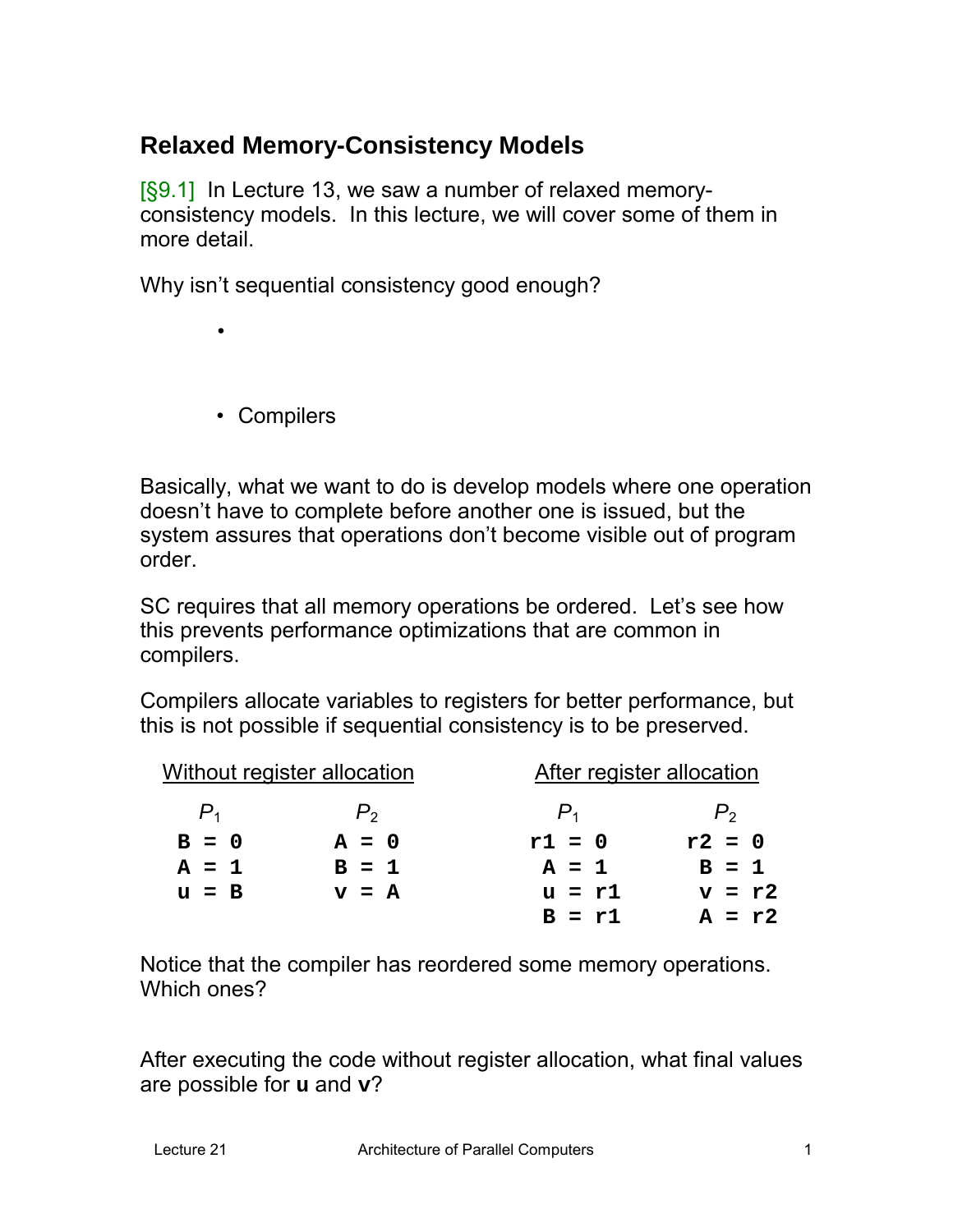## Relaxed Memory-Consistency Models

[§9.1] In Lecture 13, we saw a number of relaxed memory-consistency models. In this lecture, we will cover some of them in more detail.

Why isn't sequential consistency good enough?

- 

- Compilers

Basically, what we want to do is develop models where one operation doesn't have to complete before another one is issued, but the system assures that operations don't become visible out of program order.

SC requires that all memory operations be ordered. Let's see how this prevents performance optimizations that are common in compilers.

Compilers allocate variables to registers for better performance, but this is not possible if sequential consistency is to be preserved.

| Without register allocation | | After register allocation | |
|---|---|---|---|
| $P_1$ | $P_2$ | $P_1$ | $P_2$ |
| `B = 0` | `A = 0` | `r1 = 0` | `r2 = 0` |
| `A = 1` | `B = 1` | `A = 1` | `B = 1` |
| `u = B` | `v = A` | `u = r1` | `v = r2` |
| | | `B = r1` | `A = r2` |

Notice that the compiler has reordered some memory operations. Which ones?

After executing the code without register allocation, what final values are possible for **u** and **v**?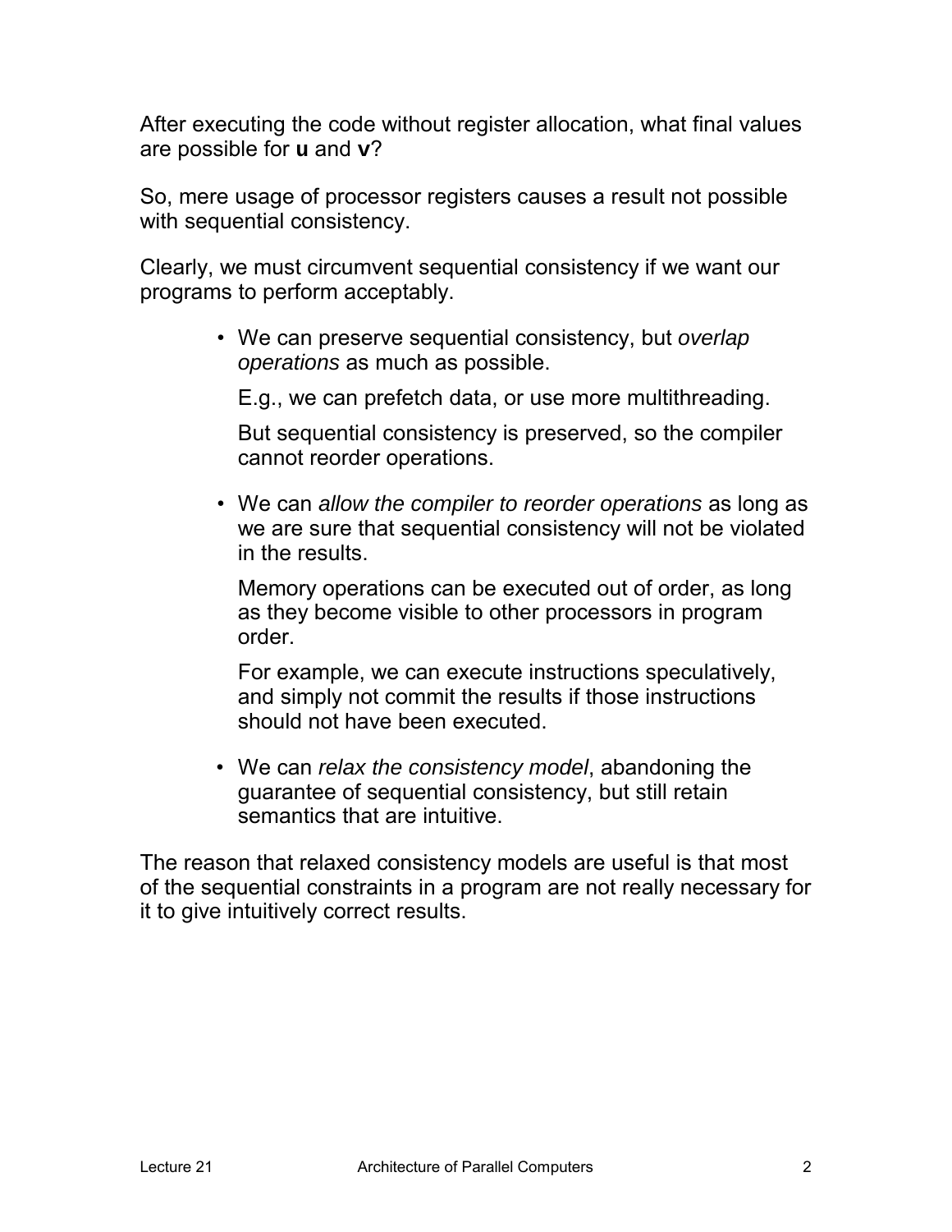After executing the code without register allocation, what final values are possible for **u** and **v**?

So, mere usage of processor registers causes a result not possible with sequential consistency.

Clearly, we must circumvent sequential consistency if we want our programs to perform acceptably.

- We can preserve sequential consistency, but *overlap operations* as much as possible.

  E.g., we can prefetch data, or use more multithreading.

  But sequential consistency is preserved, so the compiler cannot reorder operations.

- We can *allow the compiler to reorder operations* as long as we are sure that sequential consistency will not be violated in the results.

  Memory operations can be executed out of order, as long as they become visible to other processors in program order.

  For example, we can execute instructions speculatively, and simply not commit the results if those instructions should not have been executed.

- We can *relax the consistency model*, abandoning the guarantee of sequential consistency, but still retain semantics that are intuitive.

The reason that relaxed consistency models are useful is that most of the sequential constraints in a program are not really necessary for it to give intuitively correct results.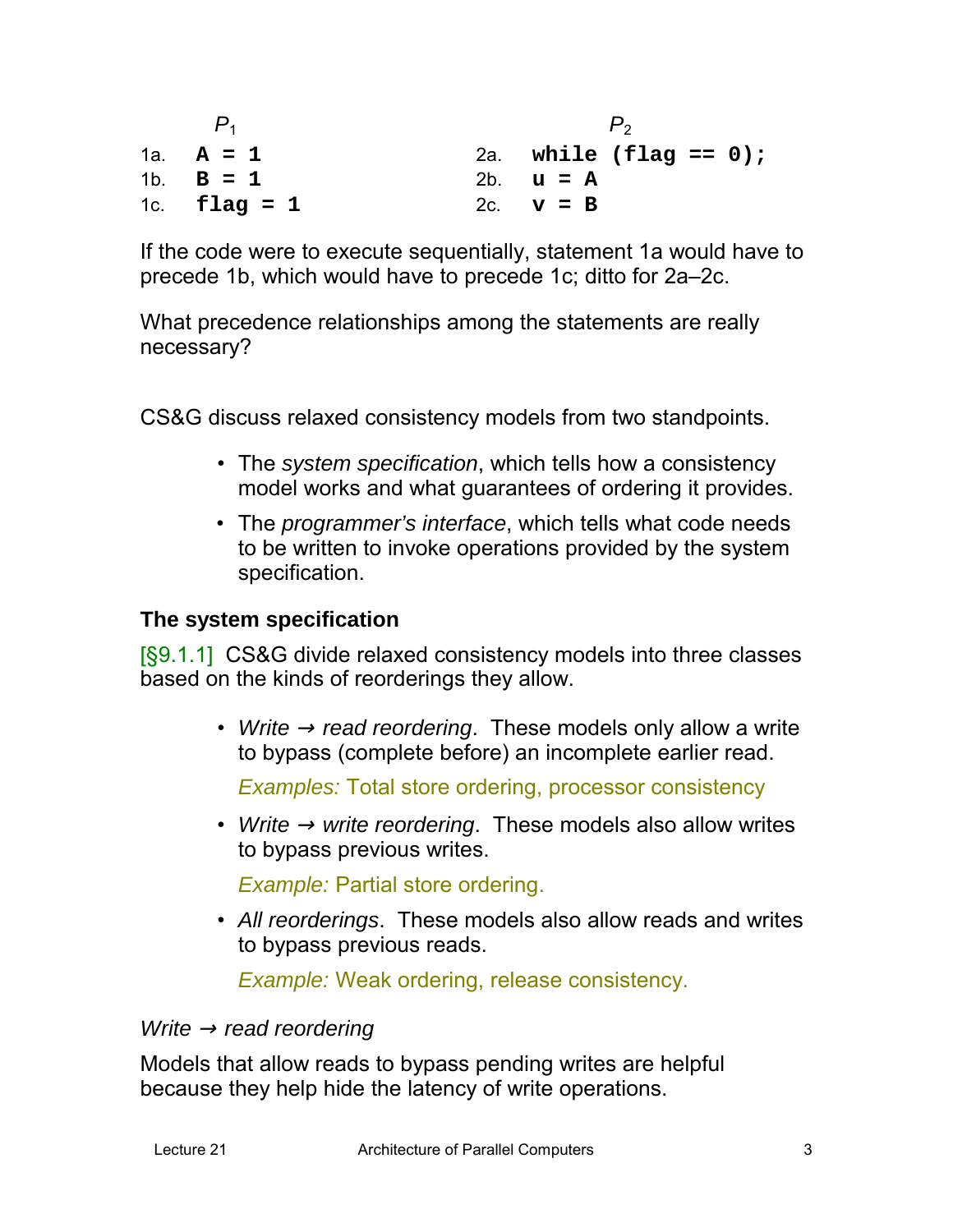| | $P_1$ | | $P_2$ |
|---|---|---|---|
| 1a. | `A = 1` | 2a. | `while (flag == 0);` |
| 1b. | `B = 1` | 2b. | `u = A` |
| 1c. | `flag = 1` | 2c. | `v = B` |

If the code were to execute sequentially, statement 1a would have to precede 1b, which would have to precede 1c; ditto for 2a–2c.

What precedence relationships among the statements are really necessary?

CS&G discuss relaxed consistency models from two standpoints.

- The *system specification*, which tells how a consistency model works and what guarantees of ordering it provides.
- The *programmer's interface*, which tells what code needs to be written to invoke operations provided by the system specification.

### The system specification

[§9.1.1] CS&G divide relaxed consistency models into three classes based on the kinds of reorderings they allow.

- *Write → read reordering*. These models only allow a write to bypass (complete before) an incomplete earlier read.

  *Examples:* Total store ordering, processor consistency

- *Write → write reordering*. These models also allow writes to bypass previous writes.

  *Example:* Partial store ordering.

- *All reorderings*. These models also allow reads and writes to bypass previous reads.

  *Example:* Weak ordering, release consistency.

*Write → read reordering*

Models that allow reads to bypass pending writes are helpful because they help hide the latency of write operations.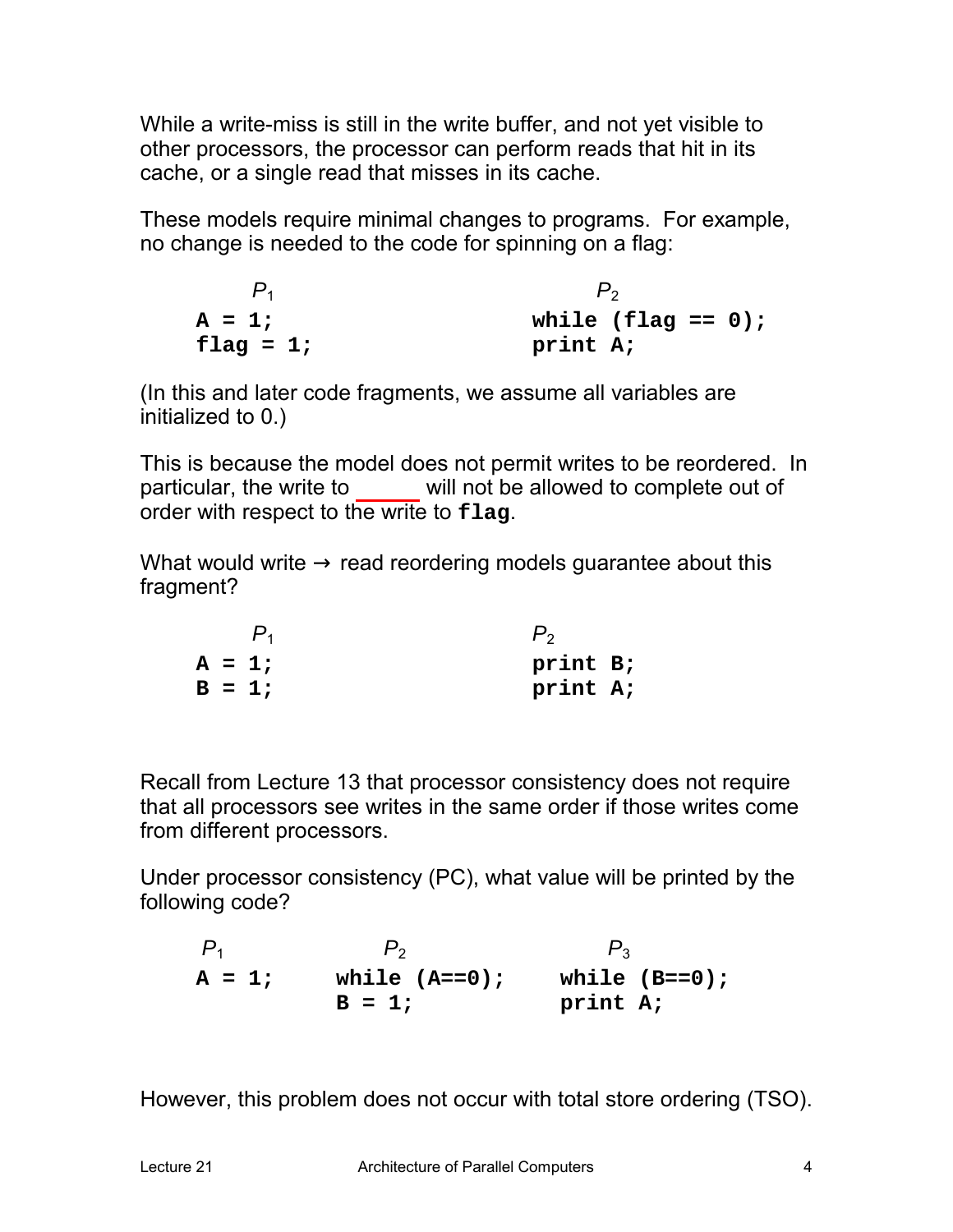While a write-miss is still in the write buffer, and not yet visible to other processors, the processor can perform reads that hit in its cache, or a single read that misses in its cache.

These models require minimal changes to programs. For example, no change is needed to the code for spinning on a flag:

```
     P1                          P2
A = 1;                      while (flag == 0);
flag = 1;                   print A;
```

(In this and later code fragments, we assume all variables are initialized to 0.)

This is because the model does not permit writes to be reordered. In particular, the write to ______ will not be allowed to complete out of order with respect to the write to **flag**.

What would write → read reordering models guarantee about this fragment?

```
     P1                          P2
A = 1;                      print B;
B = 1;                      print A;
```

Recall from Lecture 13 that processor consistency does not require that all processors see writes in the same order if those writes come from different processors.

Under processor consistency (PC), what value will be printed by the following code?

```
 P1             P2                  P3
A = 1;     while (A==0);       while (B==0);
           B = 1;              print A;
```

However, this problem does not occur with total store ordering (TSO).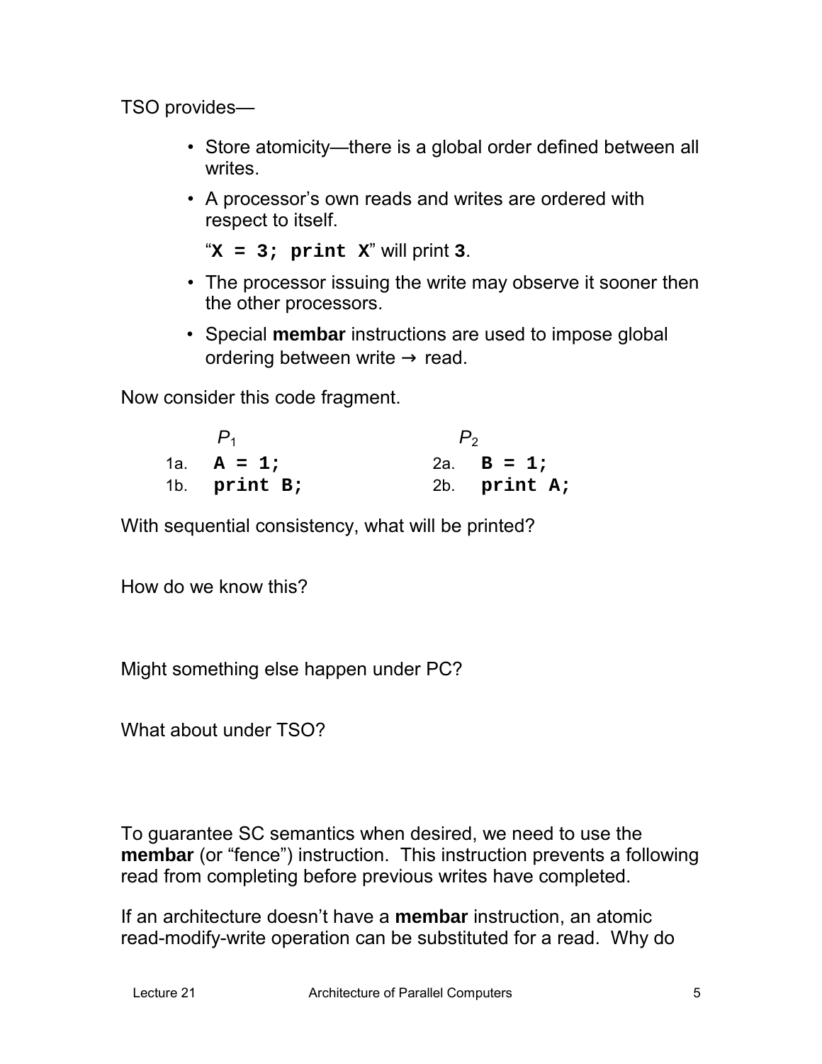TSO provides—

- Store atomicity—there is a global order defined between all writes.
- A processor's own reads and writes are ordered with respect to itself.

  "**`X = 3; print X`**" will print **`3`**.
- The processor issuing the write may observe it sooner then the other processors.
- Special **membar** instructions are used to impose global ordering between write → read.

Now consider this code fragment.

| | $P_1$ | | $P_2$ |
|---|---|---|---|
| 1a. | **`A = 1;`** | 2a. | **`B = 1;`** |
| 1b. | **`print B;`** | 2b. | **`print A;`** |

With sequential consistency, what will be printed?

How do we know this?

Might something else happen under PC?

What about under TSO?

To guarantee SC semantics when desired, we need to use the **membar** (or "fence") instruction. This instruction prevents a following read from completing before previous writes have completed.

If an architecture doesn't have a **membar** instruction, an atomic read-modify-write operation can be substituted for a read. Why do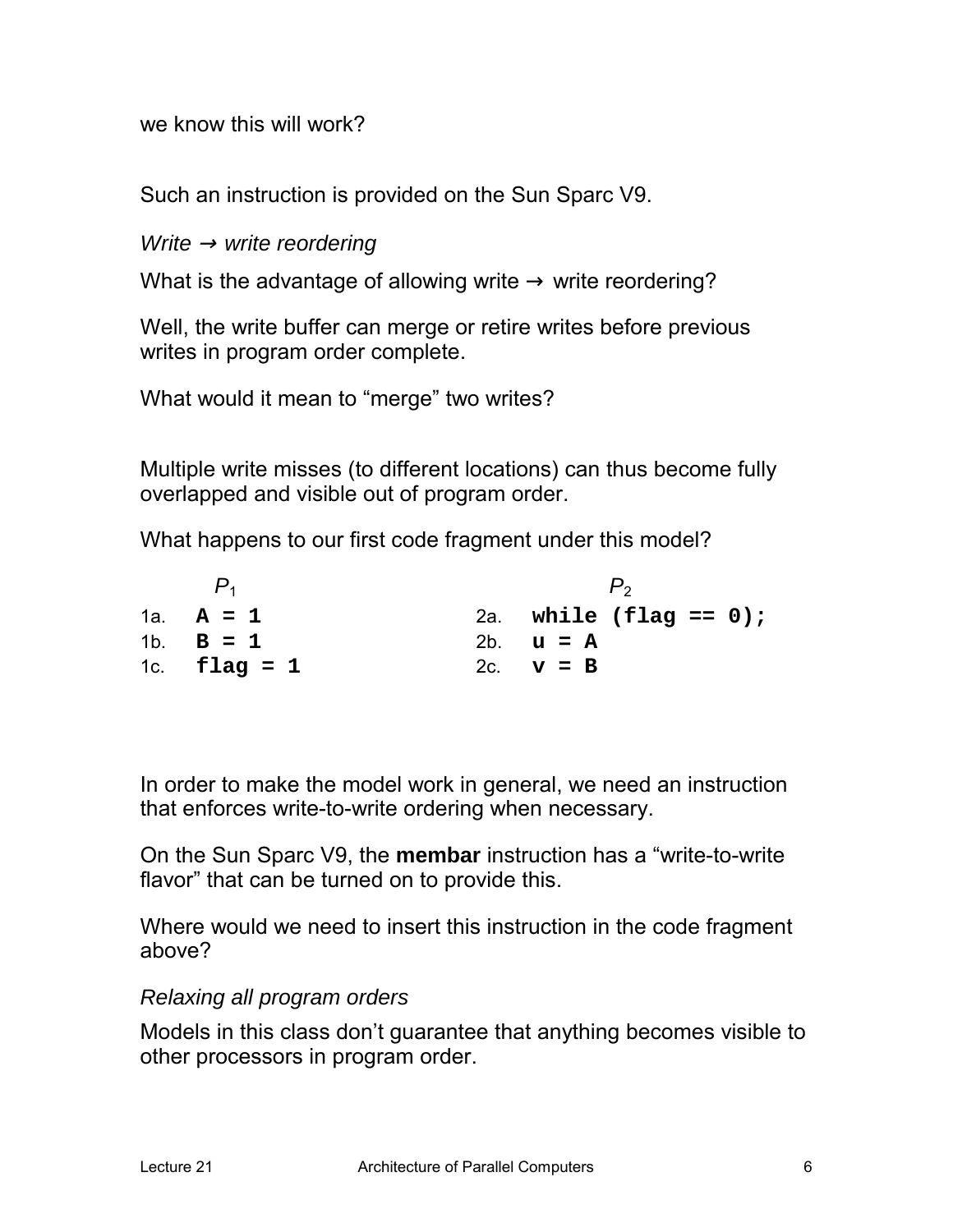we know this will work?

Such an instruction is provided on the Sun Sparc V9.

*Write → write reordering*

What is the advantage of allowing write → write reordering?

Well, the write buffer can merge or retire writes before previous writes in program order complete.

What would it mean to "merge" two writes?

Multiple write misses (to different locations) can thus become fully overlapped and visible out of program order.

What happens to our first code fragment under this model?

| $P_1$ | $P_2$ |
|---|---|
| 1a. **`A = 1`** | 2a. **`while (flag == 0);`** |
| 1b. **`B = 1`** | 2b. **`u = A`** |
| 1c. **`flag = 1`** | 2c. **`v = B`** |

In order to make the model work in general, we need an instruction that enforces write-to-write ordering when necessary.

On the Sun Sparc V9, the **membar** instruction has a "write-to-write flavor" that can be turned on to provide this.

Where would we need to insert this instruction in the code fragment above?

*Relaxing all program orders*

Models in this class don't guarantee that anything becomes visible to other processors in program order.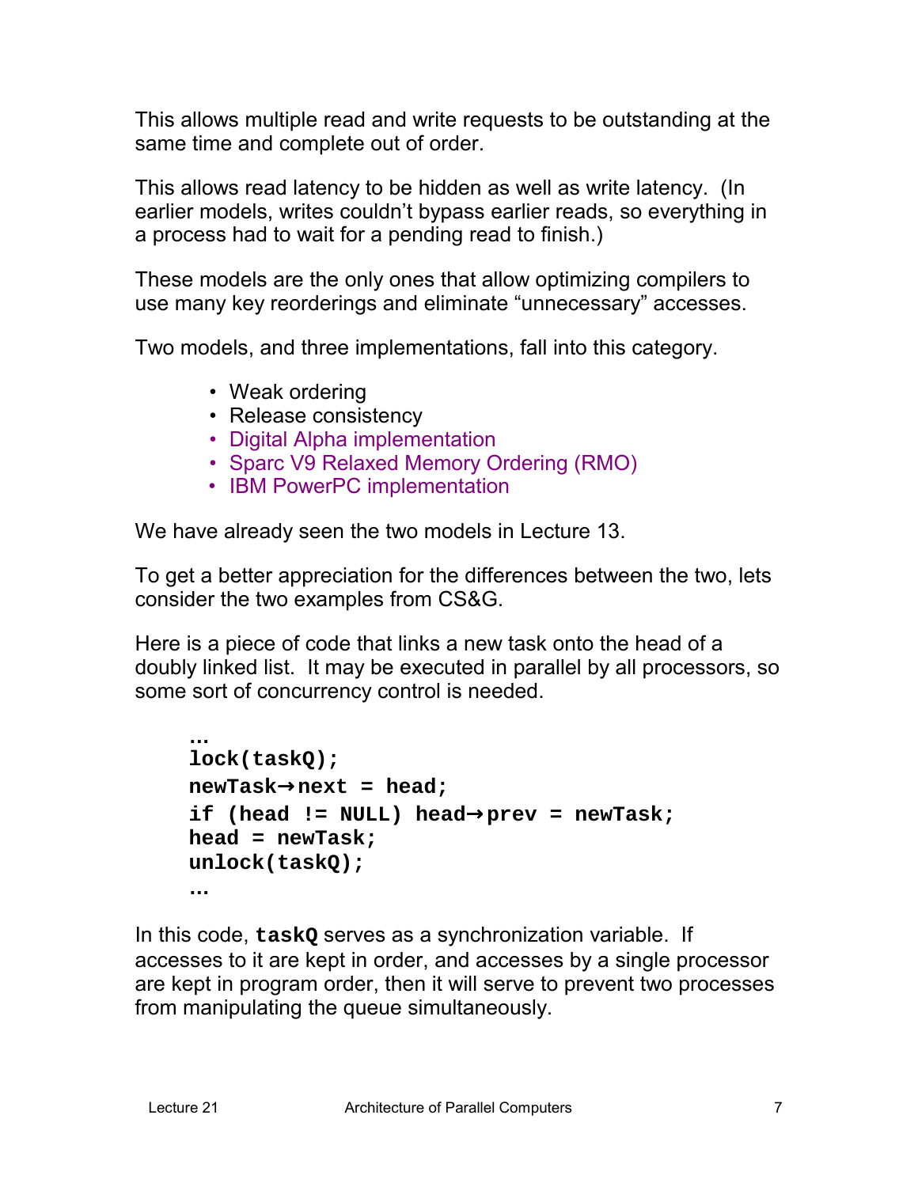This allows multiple read and write requests to be outstanding at the same time and complete out of order.

This allows read latency to be hidden as well as write latency. (In earlier models, writes couldn't bypass earlier reads, so everything in a process had to wait for a pending read to finish.)

These models are the only ones that allow optimizing compilers to use many key reorderings and eliminate "unnecessary" accesses.

Two models, and three implementations, fall into this category.

- Weak ordering
- Release consistency
- Digital Alpha implementation
- Sparc V9 Relaxed Memory Ordering (RMO)
- IBM PowerPC implementation

We have already seen the two models in Lecture 13.

To get a better appreciation for the differences between the two, lets consider the two examples from CS&G.

Here is a piece of code that links a new task onto the head of a doubly linked list. It may be executed in parallel by all processors, so some sort of concurrency control is needed.

```
…
lock(taskQ);
newTask→next = head;
if (head != NULL) head→prev = newTask;
head = newTask;
unlock(taskQ);
…
```

In this code, **`taskQ`** serves as a synchronization variable. If accesses to it are kept in order, and accesses by a single processor are kept in program order, then it will serve to prevent two processes from manipulating the queue simultaneously.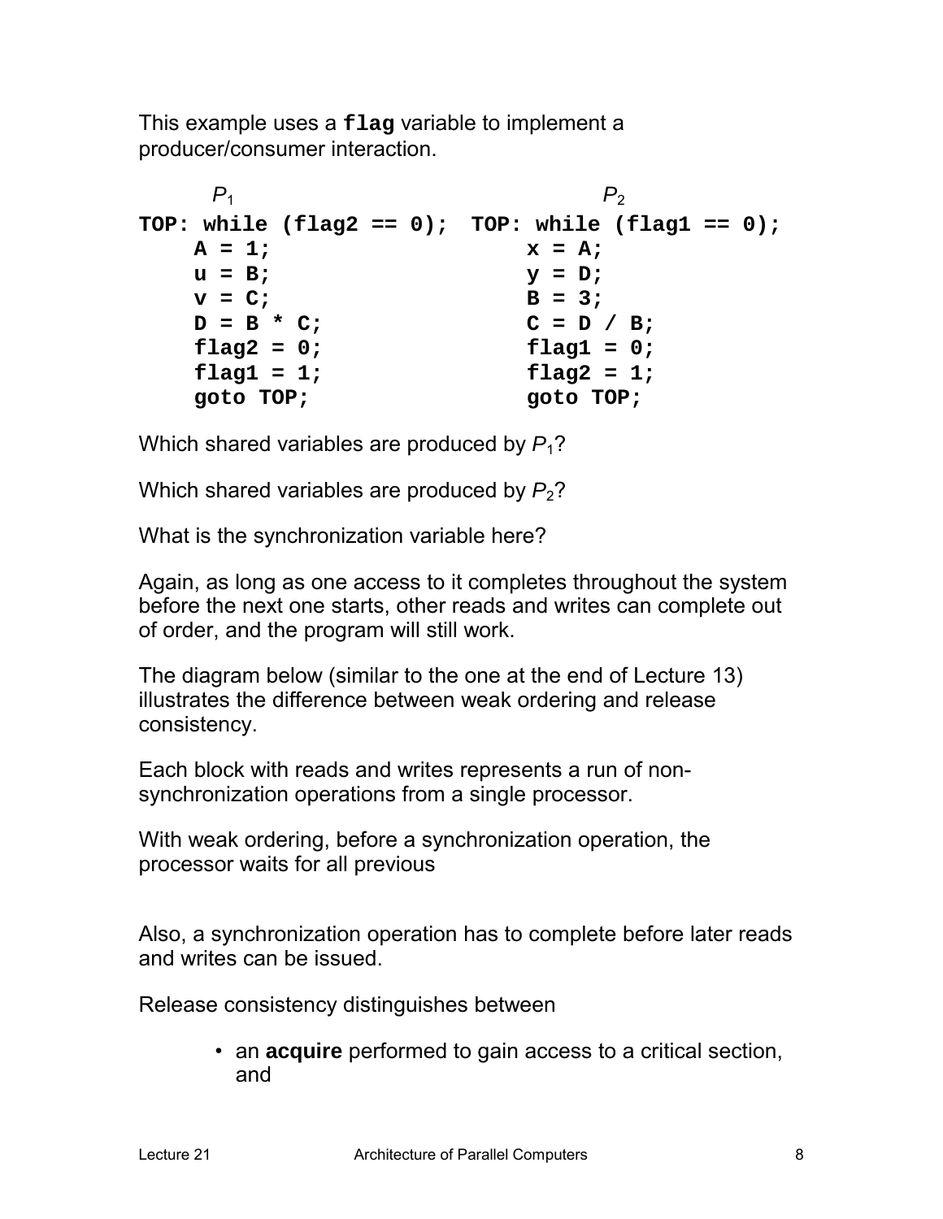This example uses a **flag** variable to implement a producer/consumer interaction.

```
      P1                           P2
TOP: while (flag2 == 0);  TOP: while (flag1 == 0);
    A = 1;                    x = A;
    u = B;                    y = D;
    v = C;                    B = 3;
    D = B * C;                C = D / B;
    flag2 = 0;                flag1 = 0;
    flag1 = 1;                flag2 = 1;
    goto TOP;                 goto TOP;
```

Which shared variables are produced by $P_1$?

Which shared variables are produced by $P_2$?

What is the synchronization variable here?

Again, as long as one access to it completes throughout the system before the next one starts, other reads and writes can complete out of order, and the program will still work.

The diagram below (similar to the one at the end of Lecture 13) illustrates the difference between weak ordering and release consistency.

Each block with reads and writes represents a run of non-synchronization operations from a single processor.

With weak ordering, before a synchronization operation, the processor waits for all previous

Also, a synchronization operation has to complete before later reads and writes can be issued.

Release consistency distinguishes between

- an **acquire** performed to gain access to a critical section, and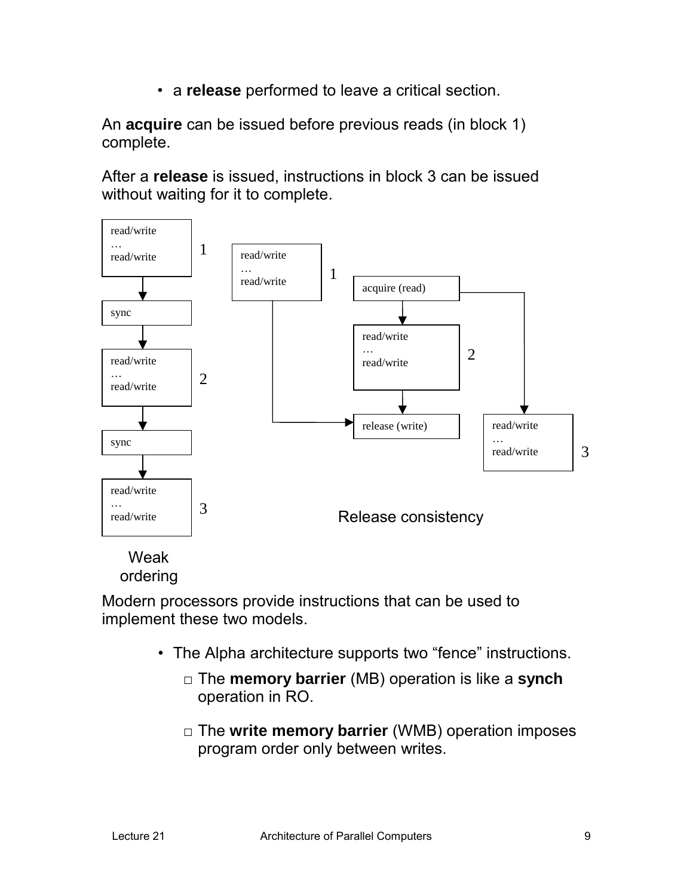- a **release** performed to leave a critical section.

An **acquire** can be issued before previous reads (in block 1) complete.

After a **release** is issued, instructions in block 3 can be issued without waiting for it to complete.

```
Weak ordering:

read/write
…
read/write        1
    |
    v
sync
    |
    v
read/write
…
read/write        2
    |
    v
sync
    |
    v
read/write
…
read/write        3


Release consistency:

read/write
…
read/write   1 ──────────────┐
                             |
acquire (read) ──────────────┼──────────┐
    |                        |          |
    v                        |          |
read/write                   |          |
…                            |          |
read/write   2               |          |
    |                        |          |
    v                        v          v
release (write) <────────────┘     read/write
                                   …
                                   read/write   3
```

Weak ordering

Release consistency

Modern processors provide instructions that can be used to implement these two models.

- The Alpha architecture supports two "fence" instructions.
  - The **memory barrier** (MB) operation is like a **synch** operation in RO.
  - The **write memory barrier** (WMB) operation imposes program order only between writes.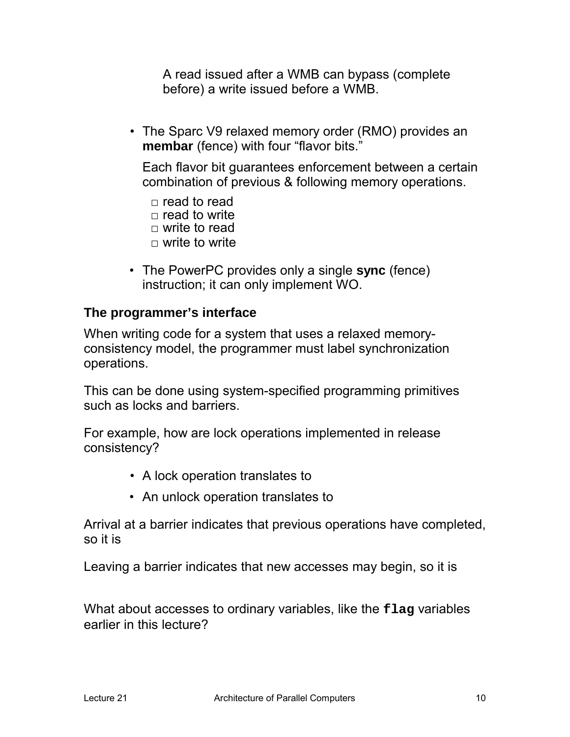A read issued after a WMB can bypass (complete before) a write issued before a WMB.

- The Sparc V9 relaxed memory order (RMO) provides an **membar** (fence) with four "flavor bits."

  Each flavor bit guarantees enforcement between a certain combination of previous & following memory operations.

  - □ read to read
  - □ read to write
  - □ write to read
  - □ write to write

- The PowerPC provides only a single **sync** (fence) instruction; it can only implement WO.

### The programmer's interface

When writing code for a system that uses a relaxed memory-consistency model, the programmer must label synchronization operations.

This can be done using system-specified programming primitives such as locks and barriers.

For example, how are lock operations implemented in release consistency?

- A lock operation translates to
- An unlock operation translates to

Arrival at a barrier indicates that previous operations have completed, so it is

Leaving a barrier indicates that new accesses may begin, so it is

What about accesses to ordinary variables, like the `flag` variables earlier in this lecture?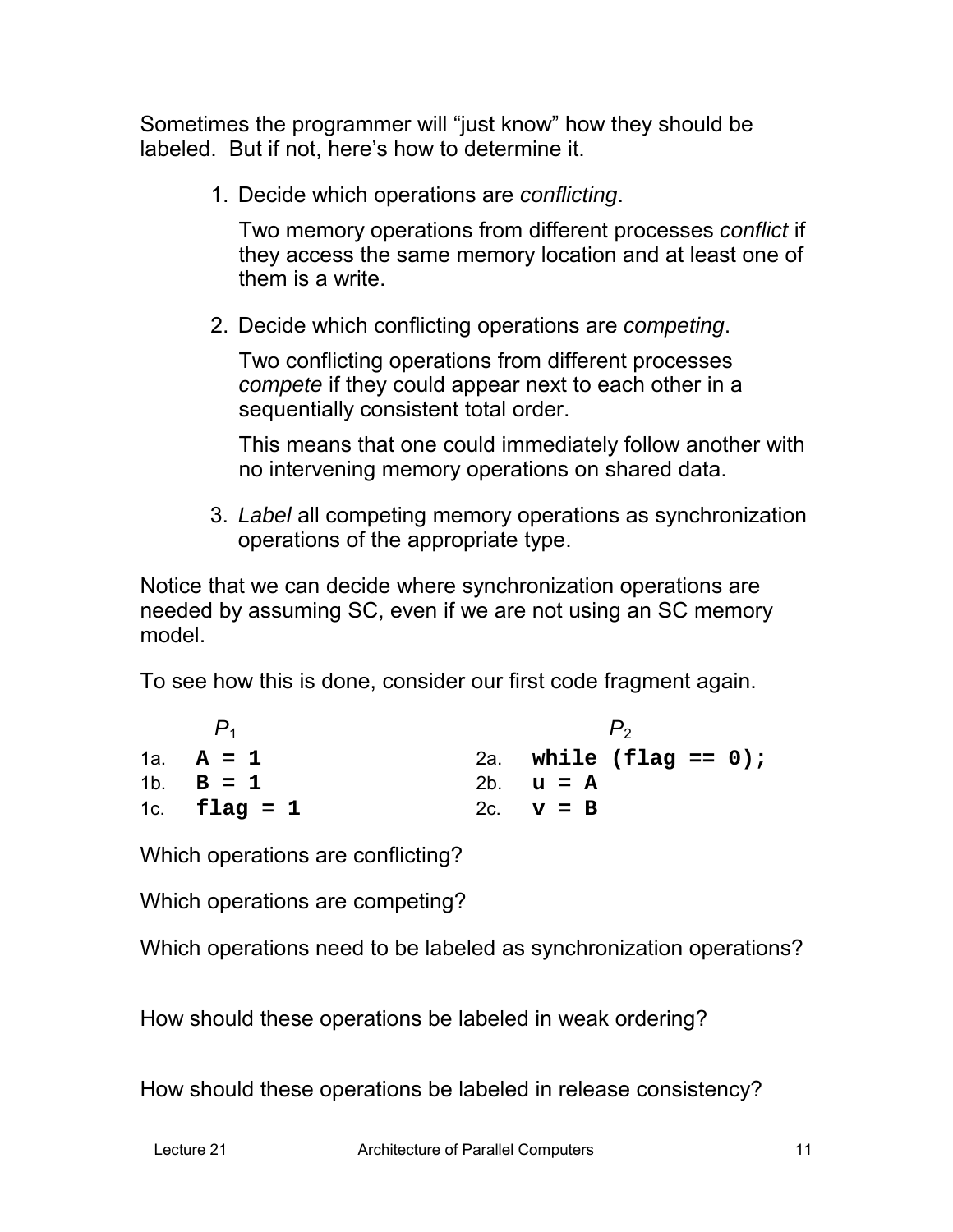Sometimes the programmer will "just know" how they should be labeled. But if not, here's how to determine it.

1. Decide which operations are *conflicting*.

   Two memory operations from different processes *conflict* if they access the same memory location and at least one of them is a write.

2. Decide which conflicting operations are *competing*.

   Two conflicting operations from different processes *compete* if they could appear next to each other in a sequentially consistent total order.

   This means that one could immediately follow another with no intervening memory operations on shared data.

3. *Label* all competing memory operations as synchronization operations of the appropriate type.

Notice that we can decide where synchronization operations are needed by assuming SC, even if we are not using an SC memory model.

To see how this is done, consider our first code fragment again.

| $P_1$ | $P_2$ |
|---|---|
| 1a. `A = 1` | 2a. `while (flag == 0);` |
| 1b. `B = 1` | 2b. `u = A` |
| 1c. `flag = 1` | 2c. `v = B` |

Which operations are conflicting?

Which operations are competing?

Which operations need to be labeled as synchronization operations?

How should these operations be labeled in weak ordering?

How should these operations be labeled in release consistency?